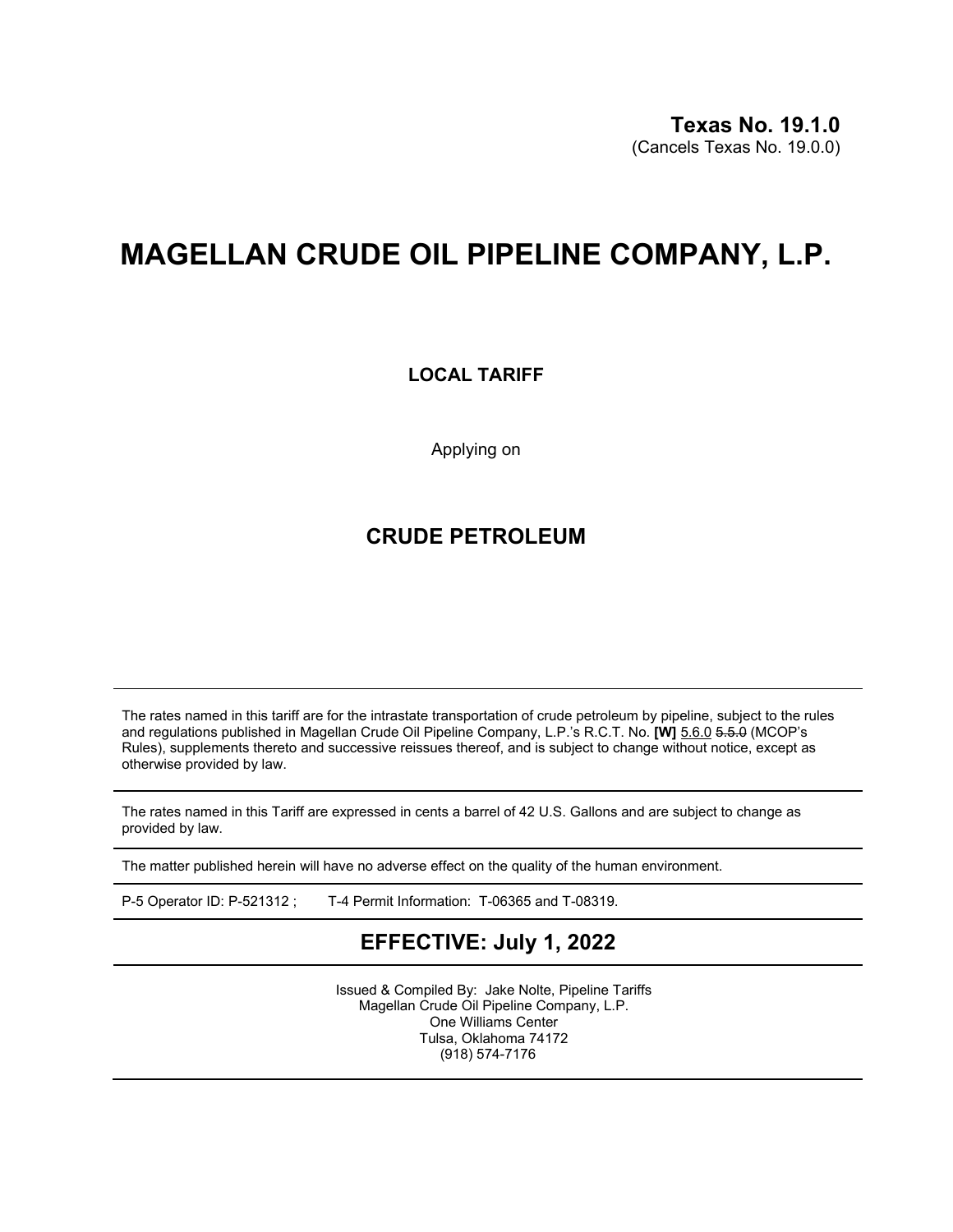**Texas No. 19.1.0**
(Cancels Texas No. 19.0.0)

# MAGELLAN CRUDE OIL PIPELINE COMPANY, L.P.

**LOCAL TARIFF**

Applying on

## CRUDE PETROLEUM

---

The rates named in this tariff are for the intrastate transportation of crude petroleum by pipeline, subject to the rules and regulations published in Magellan Crude Oil Pipeline Company, L.P.'s R.C.T. No. **[W]** 5.6.0 ~~5.5.0~~ (MCOP's Rules), supplements thereto and successive reissues thereof, and is subject to change without notice, except as otherwise provided by law.

---

The rates named in this Tariff are expressed in cents a barrel of 42 U.S. Gallons and are subject to change as provided by law.

---

The matter published herein will have no adverse effect on the quality of the human environment.

---

P-5 Operator ID: P-521312 ; T-4 Permit Information: T-06365 and T-08319.

---

## EFFECTIVE: July 1, 2022

---

Issued & Compiled By: Jake Nolte, Pipeline Tariffs
Magellan Crude Oil Pipeline Company, L.P.
One Williams Center
Tulsa, Oklahoma 74172
(918) 574-7176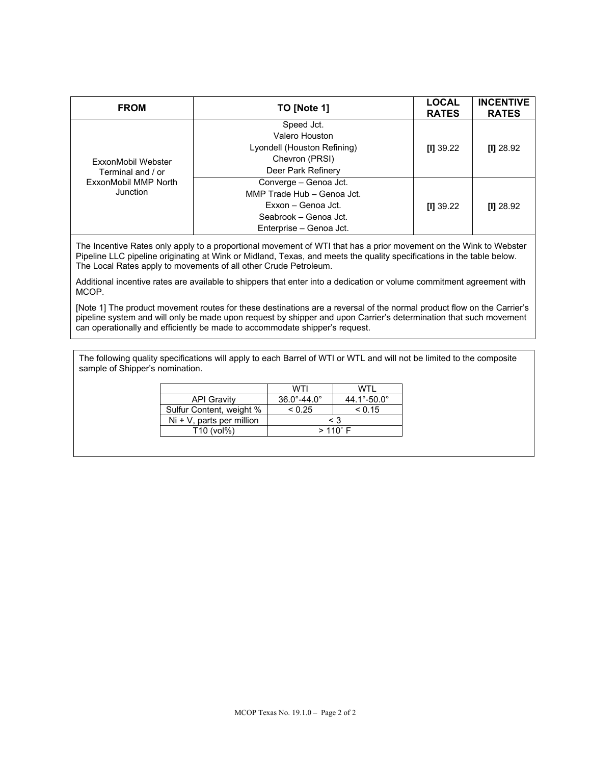| FROM | TO [Note 1] | LOCAL RATES | INCENTIVE RATES |
|---|---|---|---|
| ExxonMobil Webster Terminal and / or ExxonMobil MMP North Junction | Speed Jct.<br>Valero Houston<br>Lyondell (Houston Refining)<br>Chevron (PRSI)<br>Deer Park Refinery | **[I]** 39.22 | **[I]** 28.92 |
| | Converge – Genoa Jct.<br>MMP Trade Hub – Genoa Jct.<br>Exxon – Genoa Jct.<br>Seabrook – Genoa Jct.<br>Enterprise – Genoa Jct. | **[I]** 39.22 | **[I]** 28.92 |

The Incentive Rates only apply to a proportional movement of WTI that has a prior movement on the Wink to Webster Pipeline LLC pipeline originating at Wink or Midland, Texas, and meets the quality specifications in the table below. The Local Rates apply to movements of all other Crude Petroleum.

Additional incentive rates are available to shippers that enter into a dedication or volume commitment agreement with MCOP.

[Note 1] The product movement routes for these destinations are a reversal of the normal product flow on the Carrier's pipeline system and will only be made upon request by shipper and upon Carrier's determination that such movement can operationally and efficiently be made to accommodate shipper's request.

The following quality specifications will apply to each Barrel of WTI or WTL and will not be limited to the composite sample of Shipper's nomination.

| | WTI | WTL |
|---|---|---|
| API Gravity | 36.0°-44.0° | 44.1°-50.0° |
| Sulfur Content, weight % | < 0.25 | < 0.15 |
| Ni + V, parts per million | < 3 | |
| T10 (vol%) | > 110˚ F | |